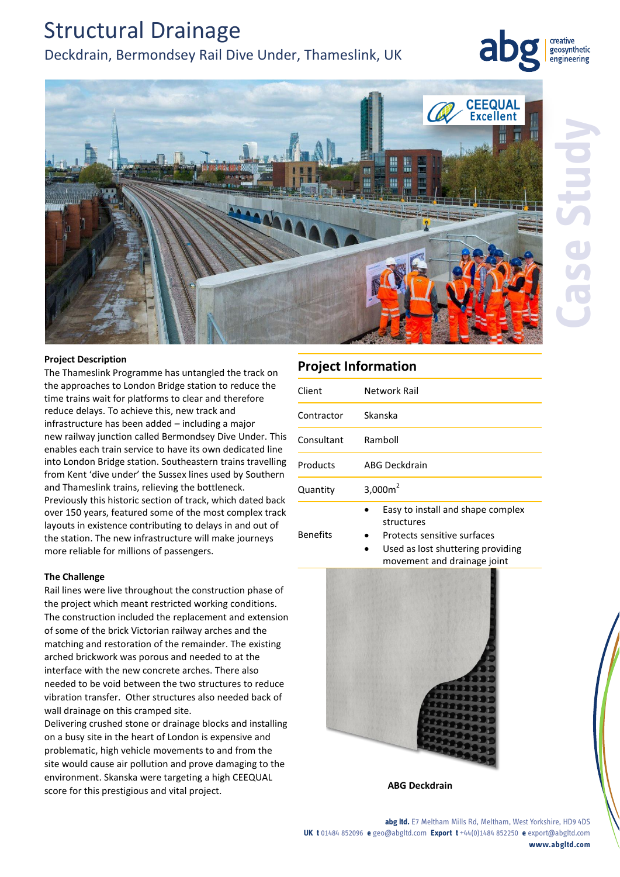# Structural Drainage

## Deckdrain, Bermondsey Rail Dive Under, Thameslink, UK

abg creative geosynthetic engineering

Case Study

### Project Description

The Thameslink Programme has untangled the track on the approaches to London Bridge station to reduce the time trains wait for platforms to clear and therefore reduce delays. To achieve this, new track and infrastructure has been added – including a major new railway junction called Bermondsey Dive Under. This enables each train service to have its own dedicated line into London Bridge station. Southeastern trains travelling from Kent 'dive under' the Sussex lines used by Southern and Thameslink trains, relieving the bottleneck. Previously this historic section of track, which dated back over 150 years, featured some of the most complex track layouts in existence contributing to delays in and out of the station. The new infrastructure will make journeys more reliable for millions of passengers.

### The Challenge

Rail lines were live throughout the construction phase of the project which meant restricted working conditions. The construction included the replacement and extension of some of the brick Victorian railway arches and the matching and restoration of the remainder. The existing arched brickwork was porous and needed to at the interface with the new concrete arches. There also needed to be void between the two structures to reduce vibration transfer. Other structures also needed back of wall drainage on this cramped site.

Delivering crushed stone or drainage blocks and installing on a busy site in the heart of London is expensive and problematic, high vehicle movements to and from the site would cause air pollution and prove damaging to the environment. Skanska were targeting a high CEEQUAL score for this prestigious and vital project.

## Project Information

| | |
|---|---|
| Client | Network Rail |
| Contractor | Skanska |
| Consultant | Ramboll |
| Products | ABG Deckdrain |
| Quantity | 3,000m$^2$ |
| Benefits | • Easy to install and shape complex structures<br>• Protects sensitive surfaces<br>• Used as lost shuttering providing movement and drainage joint |

ABG Deckdrain

**abg ltd.** E7 Meltham Mills Rd, Meltham, West Yorkshire, HD9 4DS
**UK t** 01484 852096 **e** geo@abgltd.com **Export t** +44(0)1484 852250 **e** export@abgltd.com
**www.abgltd.com**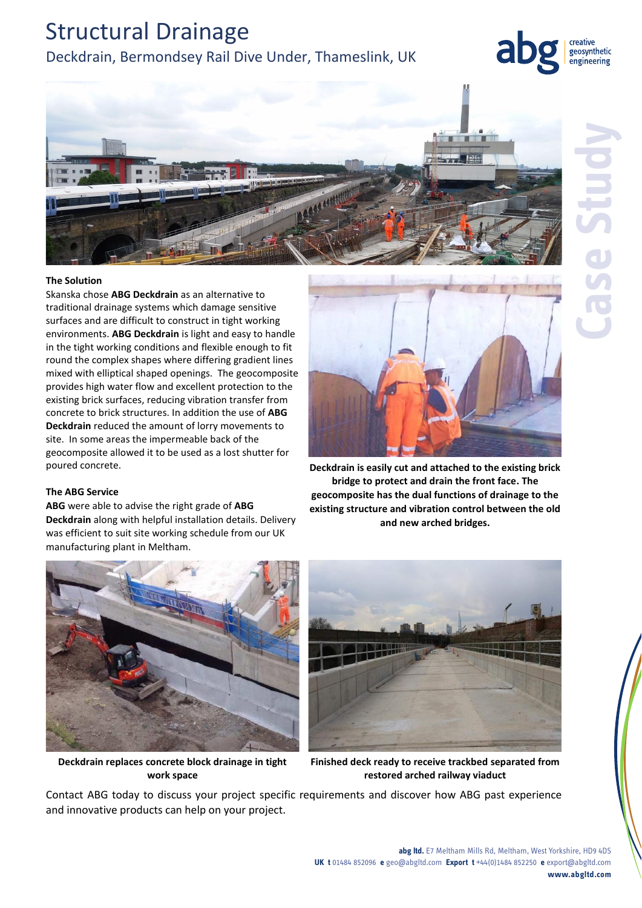# Structural Drainage

## Deckdrain, Bermondsey Rail Dive Under, Thameslink, UK

### The Solution

Skanska chose **ABG Deckdrain** as an alternative to traditional drainage systems which damage sensitive surfaces and are difficult to construct in tight working environments. **ABG Deckdrain** is light and easy to handle in the tight working conditions and flexible enough to fit round the complex shapes where differing gradient lines mixed with elliptical shaped openings. The geocomposite provides high water flow and excellent protection to the existing brick surfaces, reducing vibration transfer from concrete to brick structures. In addition the use of **ABG Deckdrain** reduced the amount of lorry movements to site. In some areas the impermeable back of the geocomposite allowed it to be used as a lost shutter for poured concrete.

### The ABG Service

**ABG** were able to advise the right grade of **ABG Deckdrain** along with helpful installation details. Delivery was efficient to suit site working schedule from our UK manufacturing plant in Meltham.

**Deckdrain is easily cut and attached to the existing brick bridge to protect and drain the front face. The geocomposite has the dual functions of drainage to the existing structure and vibration control between the old and new arched bridges.**

**Deckdrain replaces concrete block drainage in tight work space**

**Finished deck ready to receive trackbed separated from restored arched railway viaduct**

Contact ABG today to discuss your project specific requirements and discover how ABG past experience and innovative products can help on your project.

**abg ltd.** E7 Meltham Mills Rd, Meltham, West Yorkshire, HD9 4DS
**UK t** 01484 852096 **e** geo@abgltd.com **Export t** +44(0)1484 852250 **e** export@abgltd.com
**www.abgltd.com**